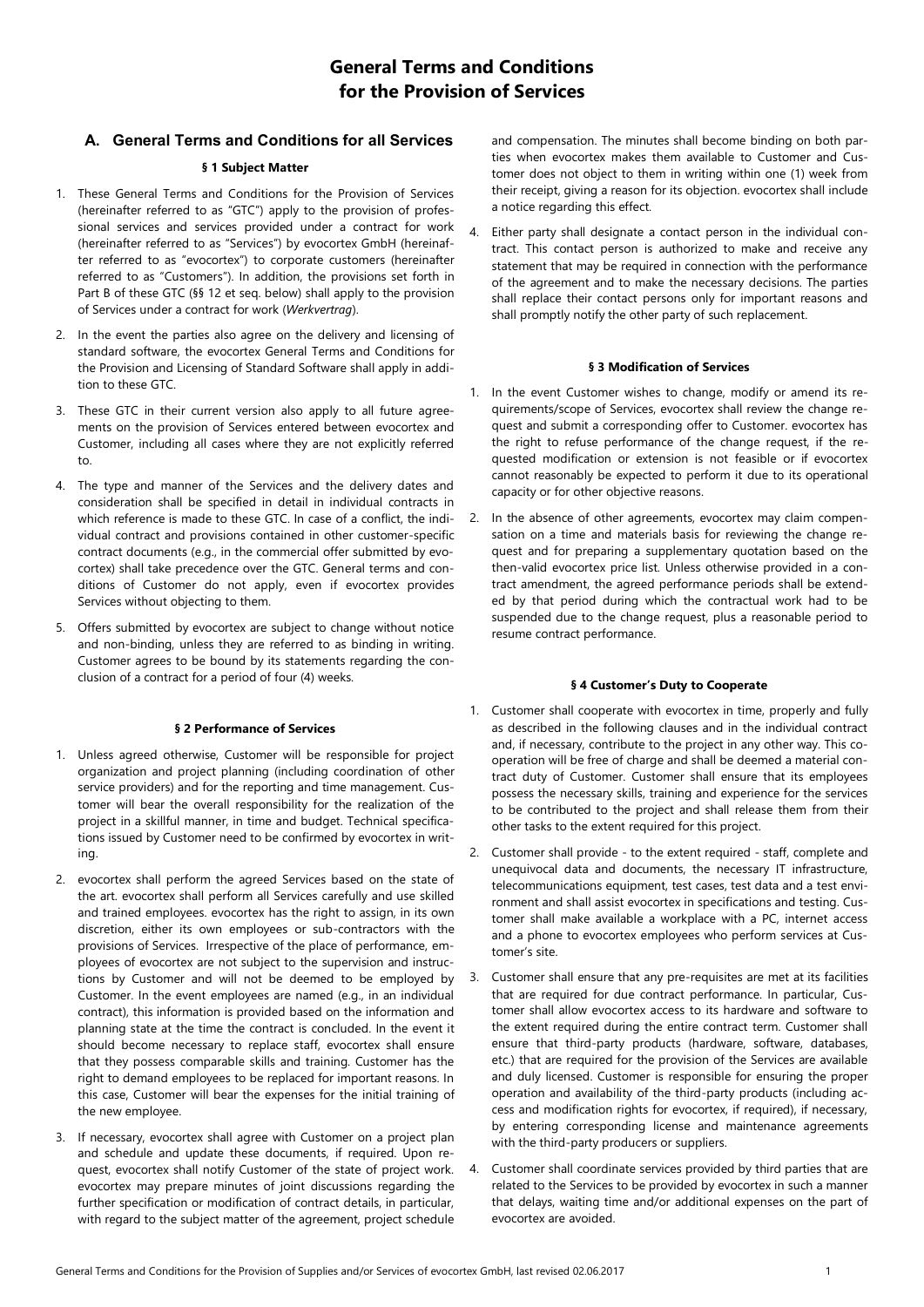# General Terms and Conditions for the Provision of Services

## A. General Terms and Conditions for all Services

### § 1 Subject Matter

1. These General Terms and Conditions for the Provision of Services (hereinafter referred to as "GTC") apply to the provision of professional services and services provided under a contract for work (hereinafter referred to as "Services") by evocortex GmbH (hereinafter referred to as "evocortex") to corporate customers (hereinafter referred to as "Customers"). In addition, the provisions set forth in Part B of these GTC (§§ 12 et seq. below) shall apply to the provision of Services under a contract for work (*Werkvertrag*).
2. In the event the parties also agree on the delivery and licensing of standard software, the evocortex General Terms and Conditions for the Provision and Licensing of Standard Software shall apply in addition to these GTC.
3. These GTC in their current version also apply to all future agreements on the provision of Services entered between evocortex and Customer, including all cases where they are not explicitly referred to.
4. The type and manner of the Services and the delivery dates and consideration shall be specified in detail in individual contracts in which reference is made to these GTC. In case of a conflict, the individual contract and provisions contained in other customer-specific contract documents (e.g., in the commercial offer submitted by evocortex) shall take precedence over the GTC. General terms and conditions of Customer do not apply, even if evocortex provides Services without objecting to them.
5. Offers submitted by evocortex are subject to change without notice and non-binding, unless they are referred to as binding in writing. Customer agrees to be bound by its statements regarding the conclusion of a contract for a period of four (4) weeks.

### § 2 Performance of Services

1. Unless agreed otherwise, Customer will be responsible for project organization and project planning (including coordination of other service providers) and for the reporting and time management. Customer will bear the overall responsibility for the realization of the project in a skillful manner, in time and budget. Technical specifications issued by Customer need to be confirmed by evocortex in writing.
2. evocortex shall perform the agreed Services based on the state of the art. evocortex shall perform all Services carefully and use skilled and trained employees. evocortex has the right to assign, in its own discretion, either its own employees or sub-contractors with the provisions of Services. Irrespective of the place of performance, employees of evocortex are not subject to the supervision and instructions by Customer and will not be deemed to be employed by Customer. In the event employees are named (e.g., in an individual contract), this information is provided based on the information and planning state at the time the contract is concluded. In the event it should become necessary to replace staff, evocortex shall ensure that they possess comparable skills and training. Customer has the right to demand employees to be replaced for important reasons. In this case, Customer will bear the expenses for the initial training of the new employee.
3. If necessary, evocortex shall agree with Customer on a project plan and schedule and update these documents, if required. Upon request, evocortex shall notify Customer of the state of project work. evocortex may prepare minutes of joint discussions regarding the further specification or modification of contract details, in particular, with regard to the subject matter of the agreement, project schedule and compensation. The minutes shall become binding on both parties when evocortex makes them available to Customer and Customer does not object to them in writing within one (1) week from their receipt, giving a reason for its objection. evocortex shall include a notice regarding this effect.
4. Either party shall designate a contact person in the individual contract. This contact person is authorized to make and receive any statement that may be required in connection with the performance of the agreement and to make the necessary decisions. The parties shall replace their contact persons only for important reasons and shall promptly notify the other party of such replacement.

### § 3 Modification of Services

1. In the event Customer wishes to change, modify or amend its requirements/scope of Services, evocortex shall review the change request and submit a corresponding offer to Customer. evocortex has the right to refuse performance of the change request, if the requested modification or extension is not feasible or if evocortex cannot reasonably be expected to perform it due to its operational capacity or for other objective reasons.
2. In the absence of other agreements, evocortex may claim compensation on a time and materials basis for reviewing the change request and for preparing a supplementary quotation based on the then-valid evocortex price list. Unless otherwise provided in a contract amendment, the agreed performance periods shall be extended by that period during which the contractual work had to be suspended due to the change request, plus a reasonable period to resume contract performance.

### § 4 Customer's Duty to Cooperate

1. Customer shall cooperate with evocortex in time, properly and fully as described in the following clauses and in the individual contract and, if necessary, contribute to the project in any other way. This cooperation will be free of charge and shall be deemed a material contract duty of Customer. Customer shall ensure that its employees possess the necessary skills, training and experience for the services to be contributed to the project and shall release them from their other tasks to the extent required for this project.
2. Customer shall provide - to the extent required - staff, complete and unequivocal data and documents, the necessary IT infrastructure, telecommunications equipment, test cases, test data and a test environment and shall assist evocortex in specifications and testing. Customer shall make available a workplace with a PC, internet access and a phone to evocortex employees who perform services at Customer's site.
3. Customer shall ensure that any pre-requisites are met at its facilities that are required for due contract performance. In particular, Customer shall allow evocortex access to its hardware and software to the extent required during the entire contract term. Customer shall ensure that third-party products (hardware, software, databases, etc.) that are required for the provision of the Services are available and duly licensed. Customer is responsible for ensuring the proper operation and availability of the third-party products (including access and modification rights for evocortex, if required), if necessary, by entering corresponding license and maintenance agreements with the third-party producers or suppliers.
4. Customer shall coordinate services provided by third parties that are related to the Services to be provided by evocortex in such a manner that delays, waiting time and/or additional expenses on the part of evocortex are avoided.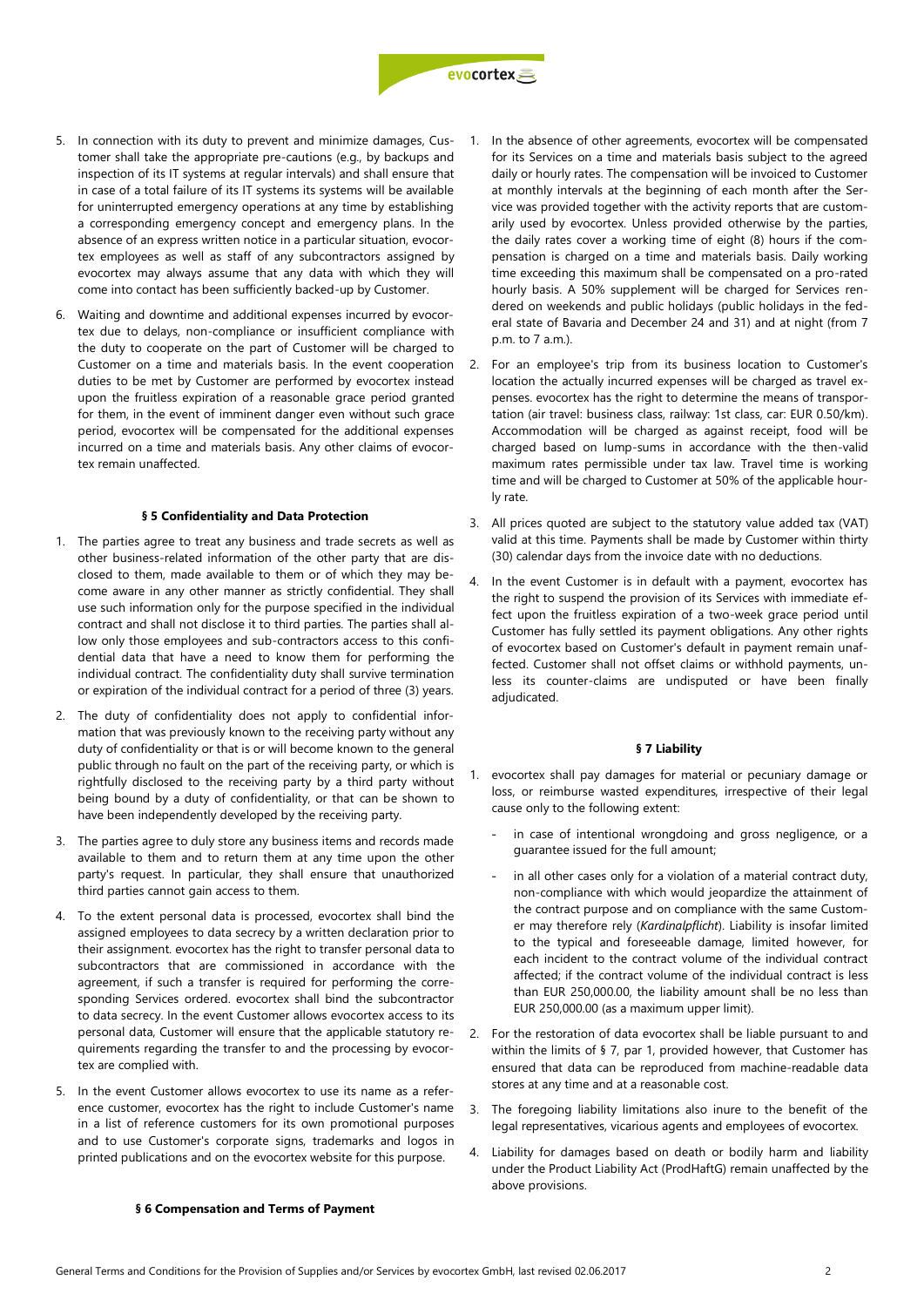5. In connection with its duty to prevent and minimize damages, Customer shall take the appropriate pre-cautions (e.g., by backups and inspection of its IT systems at regular intervals) and shall ensure that in case of a total failure of its IT systems its systems will be available for uninterrupted emergency operations at any time by establishing a corresponding emergency concept and emergency plans. In the absence of an express written notice in a particular situation, evocortex employees as well as staff of any subcontractors assigned by evocortex may always assume that any data with which they will come into contact has been sufficiently backed-up by Customer.

6. Waiting and downtime and additional expenses incurred by evocortex due to delays, non-compliance or insufficient compliance with the duty to cooperate on the part of Customer will be charged to Customer on a time and materials basis. In the event cooperation duties to be met by Customer are performed by evocortex instead upon the fruitless expiration of a reasonable grace period granted for them, in the event of imminent danger even without such grace period, evocortex will be compensated for the additional expenses incurred on a time and materials basis. Any other claims of evocortex remain unaffected.

### § 5 Confidentiality and Data Protection

1. The parties agree to treat any business and trade secrets as well as other business-related information of the other party that are disclosed to them, made available to them or of which they may become aware in any other manner as strictly confidential. They shall use such information only for the purpose specified in the individual contract and shall not disclose it to third parties. The parties shall allow only those employees and sub-contractors access to this confidential data that have a need to know them for performing the individual contract. The confidentiality duty shall survive termination or expiration of the individual contract for a period of three (3) years.

2. The duty of confidentiality does not apply to confidential information that was previously known to the receiving party without any duty of confidentiality or that is or will become known to the general public through no fault on the part of the receiving party, or which is rightfully disclosed to the receiving party by a third party without being bound by a duty of confidentiality, or that can be shown to have been independently developed by the receiving party.

3. The parties agree to duly store any business items and records made available to them and to return them at any time upon the other party's request. In particular, they shall ensure that unauthorized third parties cannot gain access to them.

4. To the extent personal data is processed, evocortex shall bind the assigned employees to data secrecy by a written declaration prior to their assignment. evocortex has the right to transfer personal data to subcontractors that are commissioned in accordance with the agreement, if such a transfer is required for performing the corresponding Services ordered. evocortex shall bind the subcontractor to data secrecy. In the event Customer allows evocortex access to its personal data, Customer will ensure that the applicable statutory requirements regarding the transfer to and the processing by evocortex are complied with.

5. In the event Customer allows evocortex to use its name as a reference customer, evocortex has the right to include Customer's name in a list of reference customers for its own promotional purposes and to use Customer's corporate signs, trademarks and logos in printed publications and on the evocortex website for this purpose.

### § 6 Compensation and Terms of Payment

1. In the absence of other agreements, evocortex will be compensated for its Services on a time and materials basis subject to the agreed daily or hourly rates. The compensation will be invoiced to Customer at monthly intervals at the beginning of each month after the Service was provided together with the activity reports that are customarily used by evocortex. Unless provided otherwise by the parties, the daily rates cover a working time of eight (8) hours if the compensation is charged on a time and materials basis. Daily working time exceeding this maximum shall be compensated on a pro-rated hourly basis. A 50% supplement will be charged for Services rendered on weekends and public holidays (public holidays in the federal state of Bavaria and December 24 and 31) and at night (from 7 p.m. to 7 a.m.).

2. For an employee's trip from its business location to Customer's location the actually incurred expenses will be charged as travel expenses. evocortex has the right to determine the means of transportation (air travel: business class, railway: 1st class, car: EUR 0.50/km). Accommodation will be charged as against receipt, food will be charged based on lump-sums in accordance with the then-valid maximum rates permissible under tax law. Travel time is working time and will be charged to Customer at 50% of the applicable hourly rate.

3. All prices quoted are subject to the statutory value added tax (VAT) valid at this time. Payments shall be made by Customer within thirty (30) calendar days from the invoice date with no deductions.

4. In the event Customer is in default with a payment, evocortex has the right to suspend the provision of its Services with immediate effect upon the fruitless expiration of a two-week grace period until Customer has fully settled its payment obligations. Any other rights of evocortex based on Customer's default in payment remain unaffected. Customer shall not offset claims or withhold payments, unless its counter-claims are undisputed or have been finally adjudicated.

### § 7 Liability

1. evocortex shall pay damages for material or pecuniary damage or loss, or reimburse wasted expenditures, irrespective of their legal cause only to the following extent:
   - in case of intentional wrongdoing and gross negligence, or a guarantee issued for the full amount;
   - in all other cases only for a violation of a material contract duty, non-compliance with which would jeopardize the attainment of the contract purpose and on compliance with the same Customer may therefore rely (*Kardinalpflicht*). Liability is insofar limited to the typical and foreseeable damage, limited however, for each incident to the contract volume of the individual contract affected; if the contract volume of the individual contract is less than EUR 250,000.00, the liability amount shall be no less than EUR 250,000.00 (as a maximum upper limit).

2. For the restoration of data evocortex shall be liable pursuant to and within the limits of § 7, par 1, provided however, that Customer has ensured that data can be reproduced from machine-readable data stores at any time and at a reasonable cost.

3. The foregoing liability limitations also inure to the benefit of the legal representatives, vicarious agents and employees of evocortex.

4. Liability for damages based on death or bodily harm and liability under the Product Liability Act (ProdHaftG) remain unaffected by the above provisions.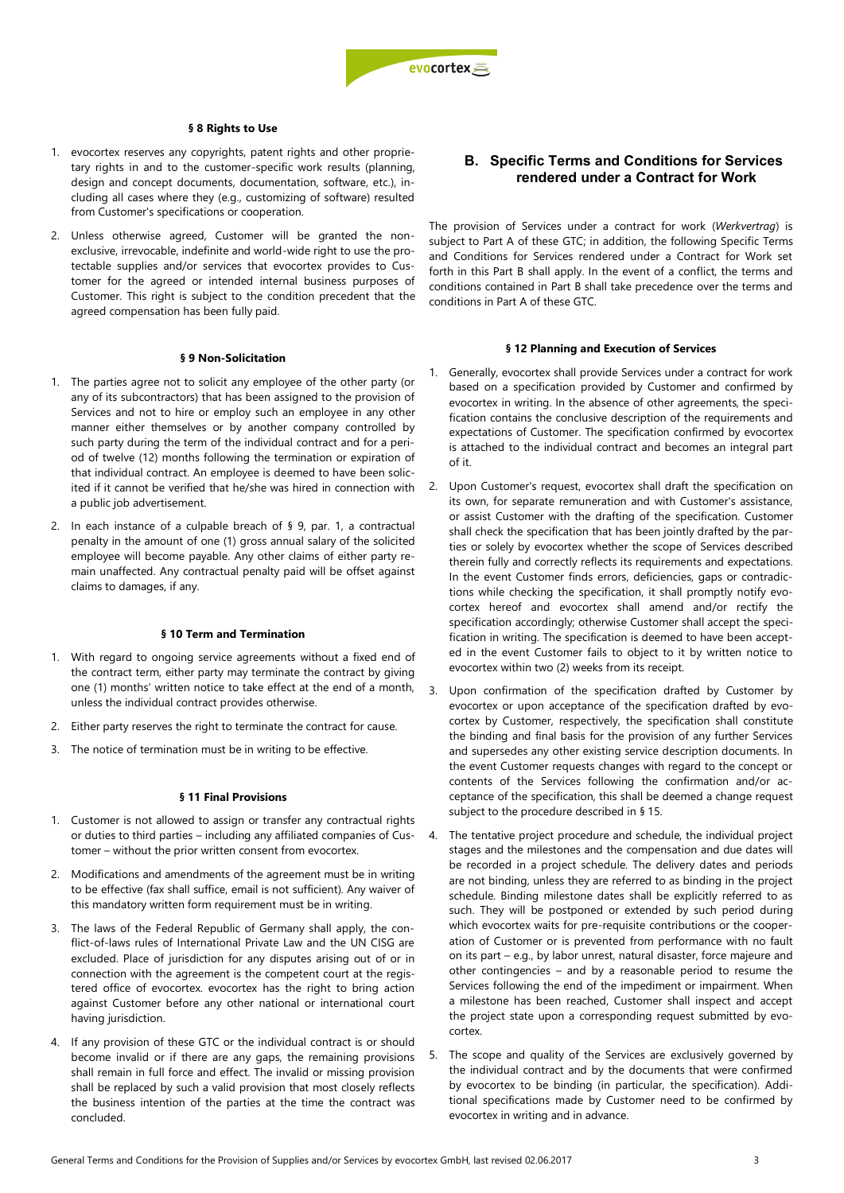#### § 8 Rights to Use

1. evocortex reserves any copyrights, patent rights and other proprietary rights in and to the customer-specific work results (planning, design and concept documents, documentation, software, etc.), including all cases where they (e.g., customizing of software) resulted from Customer's specifications or cooperation.
2. Unless otherwise agreed, Customer will be granted the non-exclusive, irrevocable, indefinite and world-wide right to use the protectable supplies and/or services that evocortex provides to Customer for the agreed or intended internal business purposes of Customer. This right is subject to the condition precedent that the agreed compensation has been fully paid.

#### § 9 Non-Solicitation

1. The parties agree not to solicit any employee of the other party (or any of its subcontractors) that has been assigned to the provision of Services and not to hire or employ such an employee in any other manner either themselves or by another company controlled by such party during the term of the individual contract and for a period of twelve (12) months following the termination or expiration of that individual contract. An employee is deemed to have been solicited if it cannot be verified that he/she was hired in connection with a public job advertisement.
2. In each instance of a culpable breach of § 9, par. 1, a contractual penalty in the amount of one (1) gross annual salary of the solicited employee will become payable. Any other claims of either party remain unaffected. Any contractual penalty paid will be offset against claims to damages, if any.

#### § 10 Term and Termination

1. With regard to ongoing service agreements without a fixed end of the contract term, either party may terminate the contract by giving one (1) months' written notice to take effect at the end of a month, unless the individual contract provides otherwise.
2. Either party reserves the right to terminate the contract for cause.
3. The notice of termination must be in writing to be effective.

#### § 11 Final Provisions

1. Customer is not allowed to assign or transfer any contractual rights or duties to third parties – including any affiliated companies of Customer – without the prior written consent from evocortex.
2. Modifications and amendments of the agreement must be in writing to be effective (fax shall suffice, email is not sufficient). Any waiver of this mandatory written form requirement must be in writing.
3. The laws of the Federal Republic of Germany shall apply, the conflict-of-laws rules of International Private Law and the UN CISG are excluded. Place of jurisdiction for any disputes arising out of or in connection with the agreement is the competent court at the registered office of evocortex. evocortex has the right to bring action against Customer before any other national or international court having jurisdiction.
4. If any provision of these GTC or the individual contract is or should become invalid or if there are any gaps, the remaining provisions shall remain in full force and effect. The invalid or missing provision shall be replaced by such a valid provision that most closely reflects the business intention of the parties at the time the contract was concluded.

## B. Specific Terms and Conditions for Services rendered under a Contract for Work

The provision of Services under a contract for work (*Werkvertrag*) is subject to Part A of these GTC; in addition, the following Specific Terms and Conditions for Services rendered under a Contract for Work set forth in this Part B shall apply. In the event of a conflict, the terms and conditions contained in Part B shall take precedence over the terms and conditions in Part A of these GTC.

#### § 12 Planning and Execution of Services

1. Generally, evocortex shall provide Services under a contract for work based on a specification provided by Customer and confirmed by evocortex in writing. In the absence of other agreements, the specification contains the conclusive description of the requirements and expectations of Customer. The specification confirmed by evocortex is attached to the individual contract and becomes an integral part of it.
2. Upon Customer's request, evocortex shall draft the specification on its own, for separate remuneration and with Customer's assistance, or assist Customer with the drafting of the specification. Customer shall check the specification that has been jointly drafted by the parties or solely by evocortex whether the scope of Services described therein fully and correctly reflects its requirements and expectations. In the event Customer finds errors, deficiencies, gaps or contradictions while checking the specification, it shall promptly notify evocortex hereof and evocortex shall amend and/or rectify the specification accordingly; otherwise Customer shall accept the specification in writing. The specification is deemed to have been accepted in the event Customer fails to object to it by written notice to evocortex within two (2) weeks from its receipt.
3. Upon confirmation of the specification drafted by Customer by evocortex or upon acceptance of the specification drafted by evocortex by Customer, respectively, the specification shall constitute the binding and final basis for the provision of any further Services and supersedes any other existing service description documents. In the event Customer requests changes with regard to the concept or contents of the Services following the confirmation and/or acceptance of the specification, this shall be deemed a change request subject to the procedure described in § 15.
4. The tentative project procedure and schedule, the individual project stages and the milestones and the compensation and due dates will be recorded in a project schedule. The delivery dates and periods are not binding, unless they are referred to as binding in the project schedule. Binding milestone dates shall be explicitly referred to as such. They will be postponed or extended by such period during which evocortex waits for pre-requisite contributions or the cooperation of Customer or is prevented from performance with no fault on its part – e.g., by labor unrest, natural disaster, force majeure and other contingencies – and by a reasonable period to resume the Services following the end of the impediment or impairment. When a milestone has been reached, Customer shall inspect and accept the project state upon a corresponding request submitted by evocortex.
5. The scope and quality of the Services are exclusively governed by the individual contract and by the documents that were confirmed by evocortex to be binding (in particular, the specification). Additional specifications made by Customer need to be confirmed by evocortex in writing and in advance.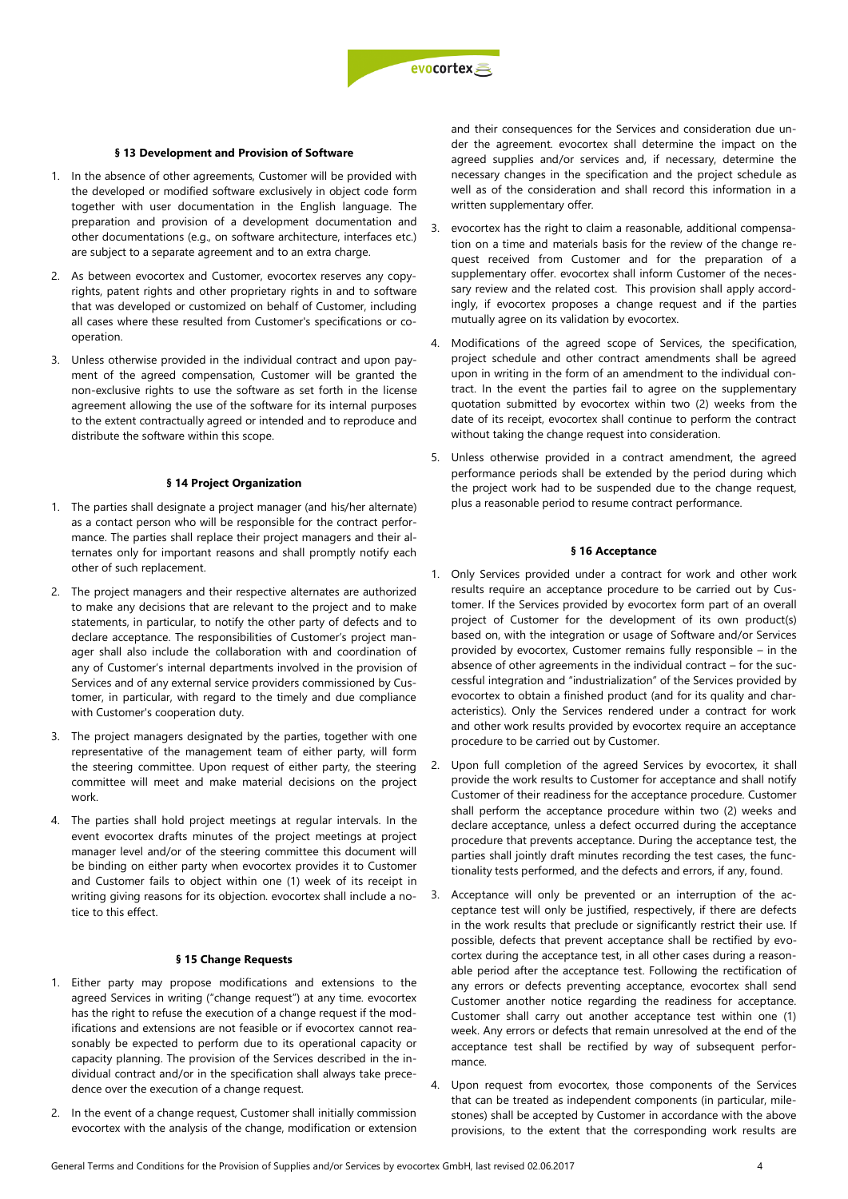### § 13 Development and Provision of Software

1. In the absence of other agreements, Customer will be provided with the developed or modified software exclusively in object code form together with user documentation in the English language. The preparation and provision of a development documentation and other documentations (e.g., on software architecture, interfaces etc.) are subject to a separate agreement and to an extra charge.
2. As between evocortex and Customer, evocortex reserves any copyrights, patent rights and other proprietary rights in and to software that was developed or customized on behalf of Customer, including all cases where these resulted from Customer's specifications or cooperation.
3. Unless otherwise provided in the individual contract and upon payment of the agreed compensation, Customer will be granted the non-exclusive rights to use the software as set forth in the license agreement allowing the use of the software for its internal purposes to the extent contractually agreed or intended and to reproduce and distribute the software within this scope.

### § 14 Project Organization

1. The parties shall designate a project manager (and his/her alternate) as a contact person who will be responsible for the contract performance. The parties shall replace their project managers and their alternates only for important reasons and shall promptly notify each other of such replacement.
2. The project managers and their respective alternates are authorized to make any decisions that are relevant to the project and to make statements, in particular, to notify the other party of defects and to declare acceptance. The responsibilities of Customer's project manager shall also include the collaboration with and coordination of any of Customer's internal departments involved in the provision of Services and of any external service providers commissioned by Customer, in particular, with regard to the timely and due compliance with Customer's cooperation duty.
3. The project managers designated by the parties, together with one representative of the management team of either party, will form the steering committee. Upon request of either party, the steering committee will meet and make material decisions on the project work.
4. The parties shall hold project meetings at regular intervals. In the event evocortex drafts minutes of the project meetings at project manager level and/or of the steering committee this document will be binding on either party when evocortex provides it to Customer and Customer fails to object within one (1) week of its receipt in writing giving reasons for its objection. evocortex shall include a notice to this effect.

### § 15 Change Requests

1. Either party may propose modifications and extensions to the agreed Services in writing ("change request") at any time. evocortex has the right to refuse the execution of a change request if the modifications and extensions are not feasible or if evocortex cannot reasonably be expected to perform due to its operational capacity or capacity planning. The provision of the Services described in the individual contract and/or in the specification shall always take precedence over the execution of a change request.
2. In the event of a change request, Customer shall initially commission evocortex with the analysis of the change, modification or extension and their consequences for the Services and consideration due under the agreement. evocortex shall determine the impact on the agreed supplies and/or services and, if necessary, determine the necessary changes in the specification and the project schedule as well as of the consideration and shall record this information in a written supplementary offer.
3. evocortex has the right to claim a reasonable, additional compensation on a time and materials basis for the review of the change request received from Customer and for the preparation of a supplementary offer. evocortex shall inform Customer of the necessary review and the related cost. This provision shall apply accordingly, if evocortex proposes a change request and if the parties mutually agree on its validation by evocortex.
4. Modifications of the agreed scope of Services, the specification, project schedule and other contract amendments shall be agreed upon in writing in the form of an amendment to the individual contract. In the event the parties fail to agree on the supplementary quotation submitted by evocortex within two (2) weeks from the date of its receipt, evocortex shall continue to perform the contract without taking the change request into consideration.
5. Unless otherwise provided in a contract amendment, the agreed performance periods shall be extended by the period during which the project work had to be suspended due to the change request, plus a reasonable period to resume contract performance.

### § 16 Acceptance

1. Only Services provided under a contract for work and other work results require an acceptance procedure to be carried out by Customer. If the Services provided by evocortex form part of an overall project of Customer for the development of its own product(s) based on, with the integration or usage of Software and/or Services provided by evocortex, Customer remains fully responsible – in the absence of other agreements in the individual contract – for the successful integration and "industrialization" of the Services provided by evocortex to obtain a finished product (and for its quality and characteristics). Only the Services rendered under a contract for work and other work results provided by evocortex require an acceptance procedure to be carried out by Customer.
2. Upon full completion of the agreed Services by evocortex, it shall provide the work results to Customer for acceptance and shall notify Customer of their readiness for the acceptance procedure. Customer shall perform the acceptance procedure within two (2) weeks and declare acceptance, unless a defect occurred during the acceptance procedure that prevents acceptance. During the acceptance test, the parties shall jointly draft minutes recording the test cases, the functionality tests performed, and the defects and errors, if any, found.
3. Acceptance will only be prevented or an interruption of the acceptance test will only be justified, respectively, if there are defects in the work results that preclude or significantly restrict their use. If possible, defects that prevent acceptance shall be rectified by evocortex during the acceptance test, in all other cases during a reasonable period after the acceptance test. Following the rectification of any errors or defects preventing acceptance, evocortex shall send Customer another notice regarding the readiness for acceptance. Customer shall carry out another acceptance test within one (1) week. Any errors or defects that remain unresolved at the end of the acceptance test shall be rectified by way of subsequent performance.
4. Upon request from evocortex, those components of the Services that can be treated as independent components (in particular, milestones) shall be accepted by Customer in accordance with the above provisions, to the extent that the corresponding work results are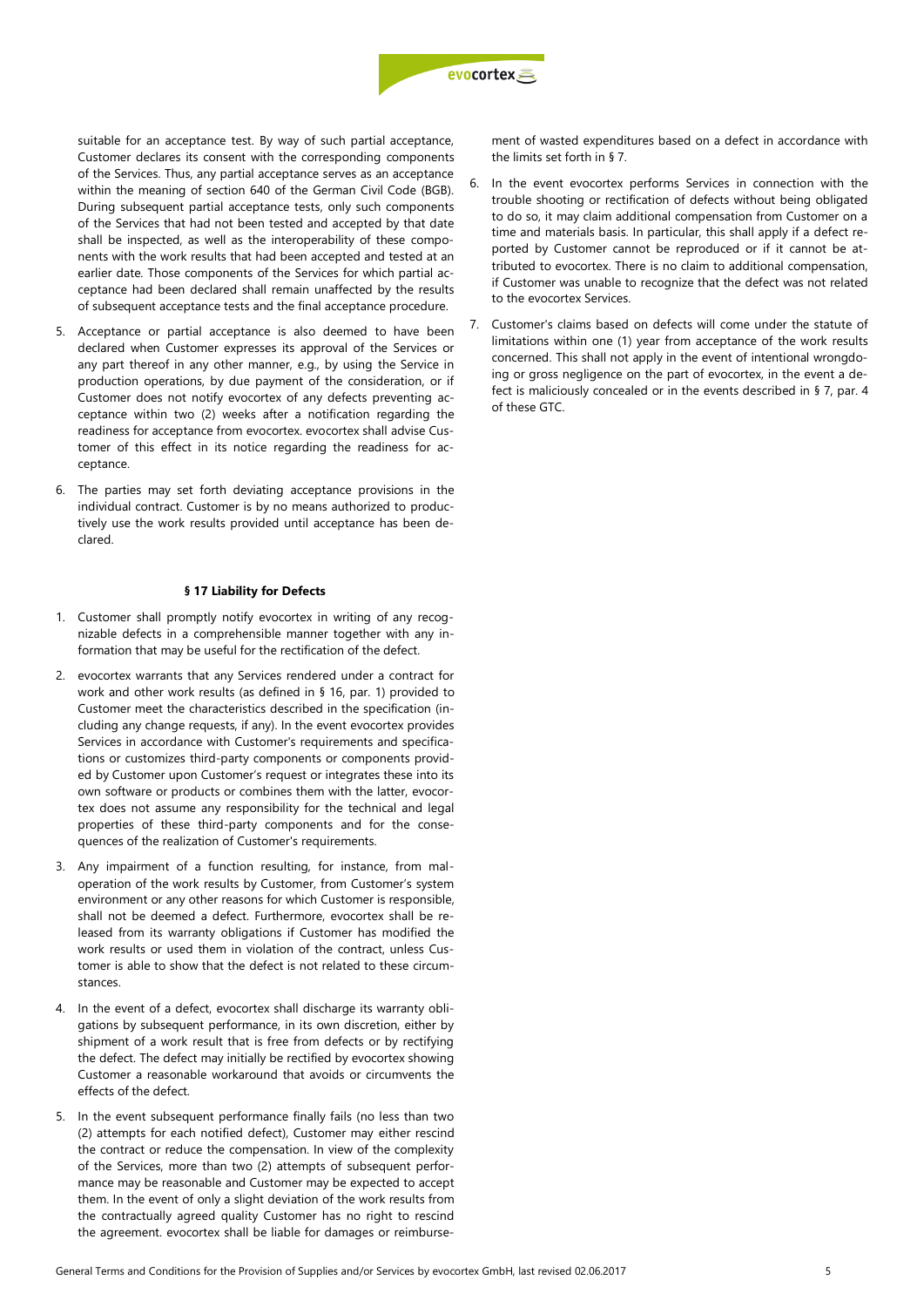suitable for an acceptance test. By way of such partial acceptance, Customer declares its consent with the corresponding components of the Services. Thus, any partial acceptance serves as an acceptance within the meaning of section 640 of the German Civil Code (BGB). During subsequent partial acceptance tests, only such components of the Services that had not been tested and accepted by that date shall be inspected, as well as the interoperability of these components with the work results that had been accepted and tested at an earlier date. Those components of the Services for which partial acceptance had been declared shall remain unaffected by the results of subsequent acceptance tests and the final acceptance procedure.

5. Acceptance or partial acceptance is also deemed to have been declared when Customer expresses its approval of the Services or any part thereof in any other manner, e.g., by using the Service in production operations, by due payment of the consideration, or if Customer does not notify evocortex of any defects preventing acceptance within two (2) weeks after a notification regarding the readiness for acceptance from evocortex. evocortex shall advise Customer of this effect in its notice regarding the readiness for acceptance.

6. The parties may set forth deviating acceptance provisions in the individual contract. Customer is by no means authorized to productively use the work results provided until acceptance has been declared.

### § 17 Liability for Defects

1. Customer shall promptly notify evocortex in writing of any recognizable defects in a comprehensible manner together with any information that may be useful for the rectification of the defect.

2. evocortex warrants that any Services rendered under a contract for work and other work results (as defined in § 16, par. 1) provided to Customer meet the characteristics described in the specification (including any change requests, if any). In the event evocortex provides Services in accordance with Customer's requirements and specifications or customizes third-party components or components provided by Customer upon Customer's request or integrates these into its own software or products or combines them with the latter, evocortex does not assume any responsibility for the technical and legal properties of these third-party components and for the consequences of the realization of Customer's requirements.

3. Any impairment of a function resulting, for instance, from maloperation of the work results by Customer, from Customer's system environment or any other reasons for which Customer is responsible, shall not be deemed a defect. Furthermore, evocortex shall be released from its warranty obligations if Customer has modified the work results or used them in violation of the contract, unless Customer is able to show that the defect is not related to these circumstances.

4. In the event of a defect, evocortex shall discharge its warranty obligations by subsequent performance, in its own discretion, either by shipment of a work result that is free from defects or by rectifying the defect. The defect may initially be rectified by evocortex showing Customer a reasonable workaround that avoids or circumvents the effects of the defect.

5. In the event subsequent performance finally fails (no less than two (2) attempts for each notified defect), Customer may either rescind the contract or reduce the compensation. In view of the complexity of the Services, more than two (2) attempts of subsequent performance may be reasonable and Customer may be expected to accept them. In the event of only a slight deviation of the work results from the contractually agreed quality Customer has no right to rescind the agreement. evocortex shall be liable for damages or reimbursement of wasted expenditures based on a defect in accordance with the limits set forth in § 7.

6. In the event evocortex performs Services in connection with the trouble shooting or rectification of defects without being obligated to do so, it may claim additional compensation from Customer on a time and materials basis. In particular, this shall apply if a defect reported by Customer cannot be reproduced or if it cannot be attributed to evocortex. There is no claim to additional compensation, if Customer was unable to recognize that the defect was not related to the evocortex Services.

7. Customer's claims based on defects will come under the statute of limitations within one (1) year from acceptance of the work results concerned. This shall not apply in the event of intentional wrongdoing or gross negligence on the part of evocortex, in the event a defect is maliciously concealed or in the events described in § 7, par. 4 of these GTC.